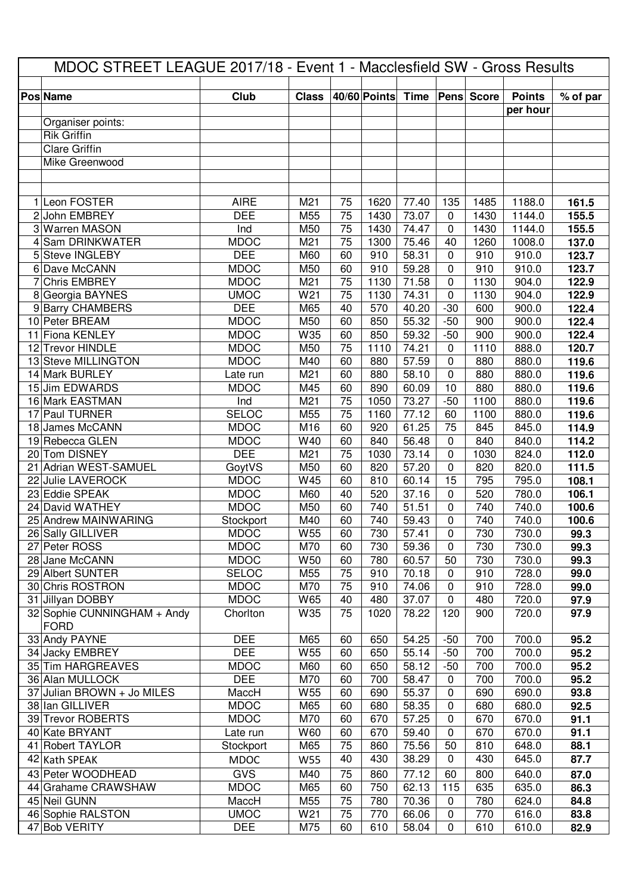# MDOC STREET LEAGUE 2017/18 - Event 1 - Macclesfield SW - Gross Results

| Pos | Name | Club | Class | 40/60 | Points | Time | Pens | Score | Points per hour | % of par |
|---|---|---|---|---|---|---|---|---|---|---|
| | Organiser points: | | | | | | | | | |
| | Rik Griffin | | | | | | | | | |
| | Clare Griffin | | | | | | | | | |
| | Mike Greenwood | | | | | | | | | |
| 1 | Leon FOSTER | AIRE | M21 | 75 | 1620 | 77.40 | 135 | 1485 | 1188.0 | 161.5 |
| 2 | John EMBREY | DEE | M55 | 75 | 1430 | 73.07 | 0 | 1430 | 1144.0 | 155.5 |
| 3 | Warren MASON | Ind | M50 | 75 | 1430 | 74.47 | 0 | 1430 | 1144.0 | 155.5 |
| 4 | Sam DRINKWATER | MDOC | M21 | 75 | 1300 | 75.46 | 40 | 1260 | 1008.0 | 137.0 |
| 5 | Steve INGLEBY | DEE | M60 | 60 | 910 | 58.31 | 0 | 910 | 910.0 | 123.7 |
| 6 | Dave McCANN | MDOC | M50 | 60 | 910 | 59.28 | 0 | 910 | 910.0 | 123.7 |
| 7 | Chris EMBREY | MDOC | M21 | 75 | 1130 | 71.58 | 0 | 1130 | 904.0 | 122.9 |
| 8 | Georgia BAYNES | UMOC | W21 | 75 | 1130 | 74.31 | 0 | 1130 | 904.0 | 122.9 |
| 9 | Barry CHAMBERS | DEE | M65 | 40 | 570 | 40.20 | -30 | 600 | 900.0 | 122.4 |
| 10 | Peter BREAM | MDOC | M50 | 60 | 850 | 55.32 | -50 | 900 | 900.0 | 122.4 |
| 11 | Fiona KENLEY | MDOC | W35 | 60 | 850 | 59.32 | -50 | 900 | 900.0 | 122.4 |
| 12 | Trevor HINDLE | MDOC | M50 | 75 | 1110 | 74.21 | 0 | 1110 | 888.0 | 120.7 |
| 13 | Steve MILLINGTON | MDOC | M40 | 60 | 880 | 57.59 | 0 | 880 | 880.0 | 119.6 |
| 14 | Mark BURLEY | Late run | M21 | 60 | 880 | 58.10 | 0 | 880 | 880.0 | 119.6 |
| 15 | Jim EDWARDS | MDOC | M45 | 60 | 890 | 60.09 | 10 | 880 | 880.0 | 119.6 |
| 16 | Mark EASTMAN | Ind | M21 | 75 | 1050 | 73.27 | -50 | 1100 | 880.0 | 119.6 |
| 17 | Paul TURNER | SELOC | M55 | 75 | 1160 | 77.12 | 60 | 1100 | 880.0 | 119.6 |
| 18 | James McCANN | MDOC | M16 | 60 | 920 | 61.25 | 75 | 845 | 845.0 | 114.9 |
| 19 | Rebecca GLEN | MDOC | W40 | 60 | 840 | 56.48 | 0 | 840 | 840.0 | 114.2 |
| 20 | Tom DISNEY | DEE | M21 | 75 | 1030 | 73.14 | 0 | 1030 | 824.0 | 112.0 |
| 21 | Adrian WEST-SAMUEL | GoytVS | M50 | 60 | 820 | 57.20 | 0 | 820 | 820.0 | 111.5 |
| 22 | Julie LAVEROCK | MDOC | W45 | 60 | 810 | 60.14 | 15 | 795 | 795.0 | 108.1 |
| 23 | Eddie SPEAK | MDOC | M60 | 40 | 520 | 37.16 | 0 | 520 | 780.0 | 106.1 |
| 24 | David WATHEY | MDOC | M50 | 60 | 740 | 51.51 | 0 | 740 | 740.0 | 100.6 |
| 25 | Andrew MAINWARING | Stockport | M40 | 60 | 740 | 59.43 | 0 | 740 | 740.0 | 100.6 |
| 26 | Sally GILLIVER | MDOC | W55 | 60 | 730 | 57.41 | 0 | 730 | 730.0 | 99.3 |
| 27 | Peter ROSS | MDOC | M70 | 60 | 730 | 59.36 | 0 | 730 | 730.0 | 99.3 |
| 28 | Jane McCANN | MDOC | W50 | 60 | 780 | 60.57 | 50 | 730 | 730.0 | 99.3 |
| 29 | Albert SUNTER | SELOC | M55 | 75 | 910 | 70.18 | 0 | 910 | 728.0 | 99.0 |
| 30 | Chris ROSTRON | MDOC | M70 | 75 | 910 | 74.06 | 0 | 910 | 728.0 | 99.0 |
| 31 | Jillyan DOBBY | MDOC | W65 | 40 | 480 | 37.07 | 0 | 480 | 720.0 | 97.9 |
| 32 | Sophie CUNNINGHAM + Andy FORD | Chorlton | W35 | 75 | 1020 | 78.22 | 120 | 900 | 720.0 | 97.9 |
| 33 | Andy PAYNE | DEE | M65 | 60 | 650 | 54.25 | -50 | 700 | 700.0 | 95.2 |
| 34 | Jacky EMBREY | DEE | W55 | 60 | 650 | 55.14 | -50 | 700 | 700.0 | 95.2 |
| 35 | Tim HARGREAVES | MDOC | M60 | 60 | 650 | 58.12 | -50 | 700 | 700.0 | 95.2 |
| 36 | Alan MULLOCK | DEE | M70 | 60 | 700 | 58.47 | 0 | 700 | 700.0 | 95.2 |
| 37 | Julian BROWN + Jo MILES | MaccH | W55 | 60 | 690 | 55.37 | 0 | 690 | 690.0 | 93.8 |
| 38 | Ian GILLIVER | MDOC | M65 | 60 | 680 | 58.35 | 0 | 680 | 680.0 | 92.5 |
| 39 | Trevor ROBERTS | MDOC | M70 | 60 | 670 | 57.25 | 0 | 670 | 670.0 | 91.1 |
| 40 | Kate BRYANT | Late run | W60 | 60 | 670 | 59.40 | 0 | 670 | 670.0 | 91.1 |
| 41 | Robert TAYLOR | Stockport | M65 | 75 | 860 | 75.56 | 50 | 810 | 648.0 | 88.1 |
| 42 | Kath SPEAK | MDOC | W55 | 40 | 430 | 38.29 | 0 | 430 | 645.0 | 87.7 |
| 43 | Peter WOODHEAD | GVS | M40 | 75 | 860 | 77.12 | 60 | 800 | 640.0 | 87.0 |
| 44 | Grahame CRAWSHAW | MDOC | M65 | 60 | 750 | 62.13 | 115 | 635 | 635.0 | 86.3 |
| 45 | Neil GUNN | MaccH | M55 | 75 | 780 | 70.36 | 0 | 780 | 624.0 | 84.8 |
| 46 | Sophie RALSTON | UMOC | W21 | 75 | 770 | 66.06 | 0 | 770 | 616.0 | 83.8 |
| 47 | Bob VERITY | DEE | M75 | 60 | 610 | 58.04 | 0 | 610 | 610.0 | 82.9 |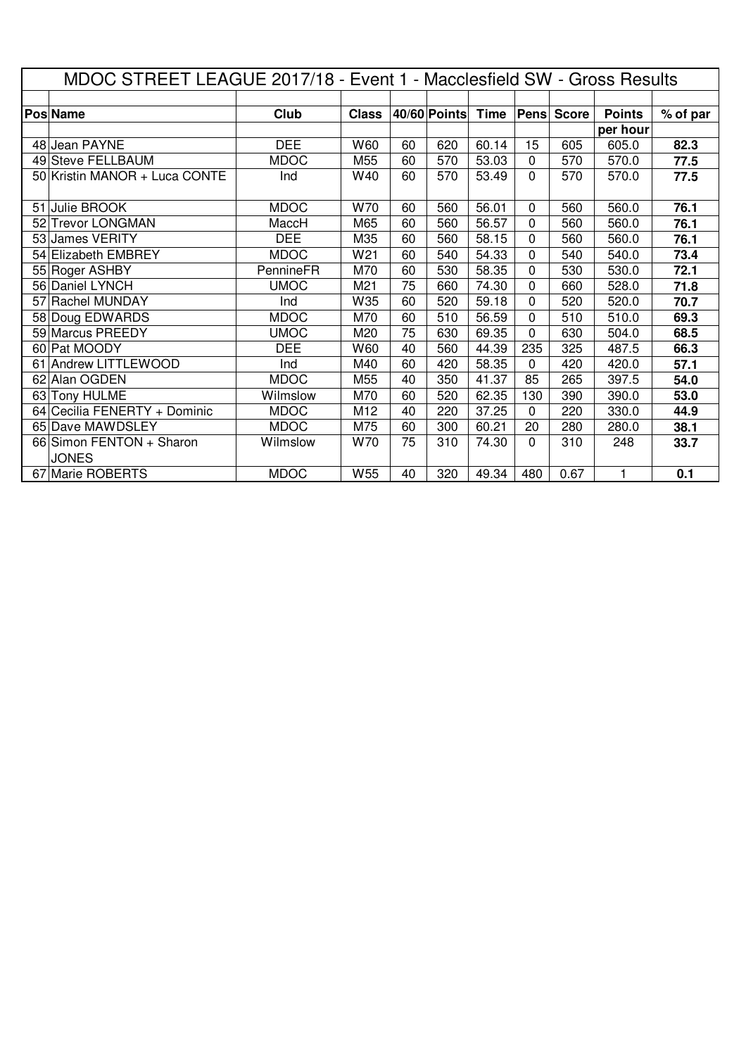# MDOC STREET LEAGUE 2017/18 - Event 1 - Macclesfield SW - Gross Results

| Pos | Name | Club | Class | 40/60 | Points | Time | Pens | Score | Points per hour | % of par |
|---|---|---|---|---|---|---|---|---|---|---|
| 48 | Jean PAYNE | DEE | W60 | 60 | 620 | 60.14 | 15 | 605 | 605.0 | **82.3** |
| 49 | Steve FELLBAUM | MDOC | M55 | 60 | 570 | 53.03 | 0 | 570 | 570.0 | **77.5** |
| 50 | Kristin MANOR + Luca CONTE | Ind | W40 | 60 | 570 | 53.49 | 0 | 570 | 570.0 | **77.5** |
| 51 | Julie BROOK | MDOC | W70 | 60 | 560 | 56.01 | 0 | 560 | 560.0 | **76.1** |
| 52 | Trevor LONGMAN | MaccH | M65 | 60 | 560 | 56.57 | 0 | 560 | 560.0 | **76.1** |
| 53 | James VERITY | DEE | M35 | 60 | 560 | 58.15 | 0 | 560 | 560.0 | **76.1** |
| 54 | Elizabeth EMBREY | MDOC | W21 | 60 | 540 | 54.33 | 0 | 540 | 540.0 | **73.4** |
| 55 | Roger ASHBY | PennineFR | M70 | 60 | 530 | 58.35 | 0 | 530 | 530.0 | **72.1** |
| 56 | Daniel LYNCH | UMOC | M21 | 75 | 660 | 74.30 | 0 | 660 | 528.0 | **71.8** |
| 57 | Rachel MUNDAY | Ind | W35 | 60 | 520 | 59.18 | 0 | 520 | 520.0 | **70.7** |
| 58 | Doug EDWARDS | MDOC | M70 | 60 | 510 | 56.59 | 0 | 510 | 510.0 | **69.3** |
| 59 | Marcus PREEDY | UMOC | M20 | 75 | 630 | 69.35 | 0 | 630 | 504.0 | **68.5** |
| 60 | Pat MOODY | DEE | W60 | 40 | 560 | 44.39 | 235 | 325 | 487.5 | **66.3** |
| 61 | Andrew LITTLEWOOD | Ind | M40 | 60 | 420 | 58.35 | 0 | 420 | 420.0 | **57.1** |
| 62 | Alan OGDEN | MDOC | M55 | 40 | 350 | 41.37 | 85 | 265 | 397.5 | **54.0** |
| 63 | Tony HULME | Wilmslow | M70 | 60 | 520 | 62.35 | 130 | 390 | 390.0 | **53.0** |
| 64 | Cecilia FENERTY + Dominic | MDOC | M12 | 40 | 220 | 37.25 | 0 | 220 | 330.0 | **44.9** |
| 65 | Dave MAWDSLEY | MDOC | M75 | 60 | 300 | 60.21 | 20 | 280 | 280.0 | **38.1** |
| 66 | Simon FENTON + Sharon JONES | Wilmslow | W70 | 75 | 310 | 74.30 | 0 | 310 | 248 | **33.7** |
| 67 | Marie ROBERTS | MDOC | W55 | 40 | 320 | 49.34 | 480 | 0.67 | 1 | **0.1** |